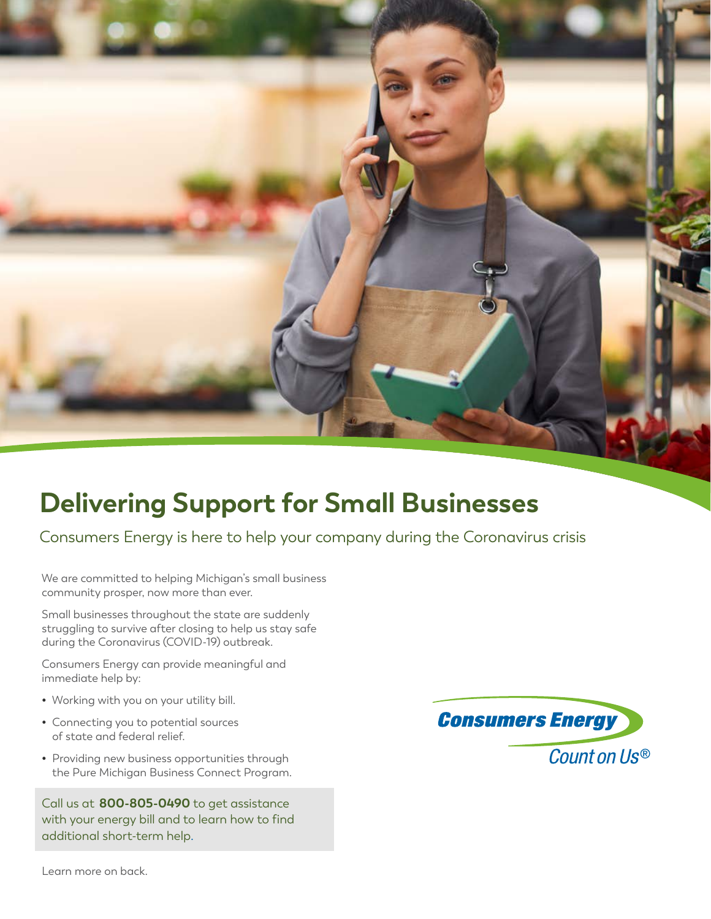# Delivering Support for Small Businesses

## Consumers Energy is here to help your company during the Coronavirus crisis

We are committed to helping Michigan's small business community prosper, now more than ever.

Small businesses throughout the state are suddenly struggling to survive after closing to help us stay safe during the Coronavirus (COVID-19) outbreak.

Consumers Energy can provide meaningful and immediate help by:

- Working with you on your utility bill.
- Connecting you to potential sources of state and federal relief.
- Providing new business opportunities through the Pure Michigan Business Connect Program.

Call us at **800-805-0490** to get assistance with your energy bill and to learn how to find additional short-term help.

Consumers Energy

Count on Us®

Learn more on back.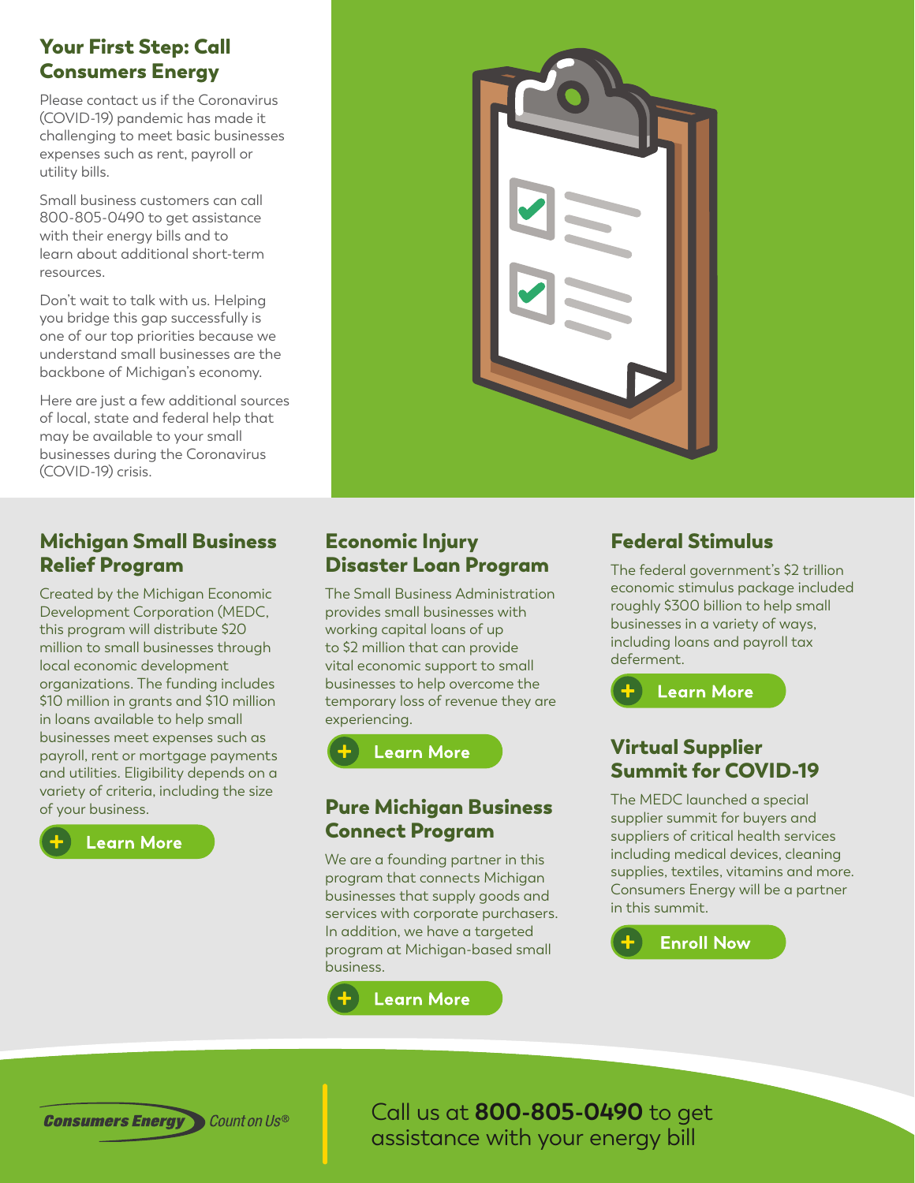## Your First Step: Call Consumers Energy

Please contact us if the Coronavirus (COVID-19) pandemic has made it challenging to meet basic businesses expenses such as rent, payroll or utility bills.

Small business customers can call 800-805-0490 to get assistance with their energy bills and to learn about additional short-term resources.

Don't wait to talk with us. Helping you bridge this gap successfully is one of our top priorities because we understand small businesses are the backbone of Michigan's economy.

Here are just a few additional sources of local, state and federal help that may be available to your small businesses during the Coronavirus (COVID-19) crisis.

### Michigan Small Business Relief Program

Created by the Michigan Economic Development Corporation (MEDC, this program will distribute $20 million to small businesses through local economic development organizations. The funding includes $10 million in grants and $10 million in loans available to help small businesses meet expenses such as payroll, rent or mortgage payments and utilities. Eligibility depends on a variety of criteria, including the size of your business.

Learn More

### Economic Injury Disaster Loan Program

The Small Business Administration provides small businesses with working capital loans of up to $2 million that can provide vital economic support to small businesses to help overcome the temporary loss of revenue they are experiencing.

Learn More

### Pure Michigan Business Connect Program

We are a founding partner in this program that connects Michigan businesses that supply goods and services with corporate purchasers. In addition, we have a targeted program at Michigan-based small business.

Learn More

### Federal Stimulus

The federal government's $2 trillion economic stimulus package included roughly $300 billion to help small businesses in a variety of ways, including loans and payroll tax deferment.

Learn More

### Virtual Supplier Summit for COVID-19

The MEDC launched a special supplier summit for buyers and suppliers of critical health services including medical devices, cleaning supplies, textiles, vitamins and more. Consumers Energy will be a partner in this summit.

Enroll Now

Consumers Energy Count on Us®

Call us at **800-805-0490** to get assistance with your energy bill